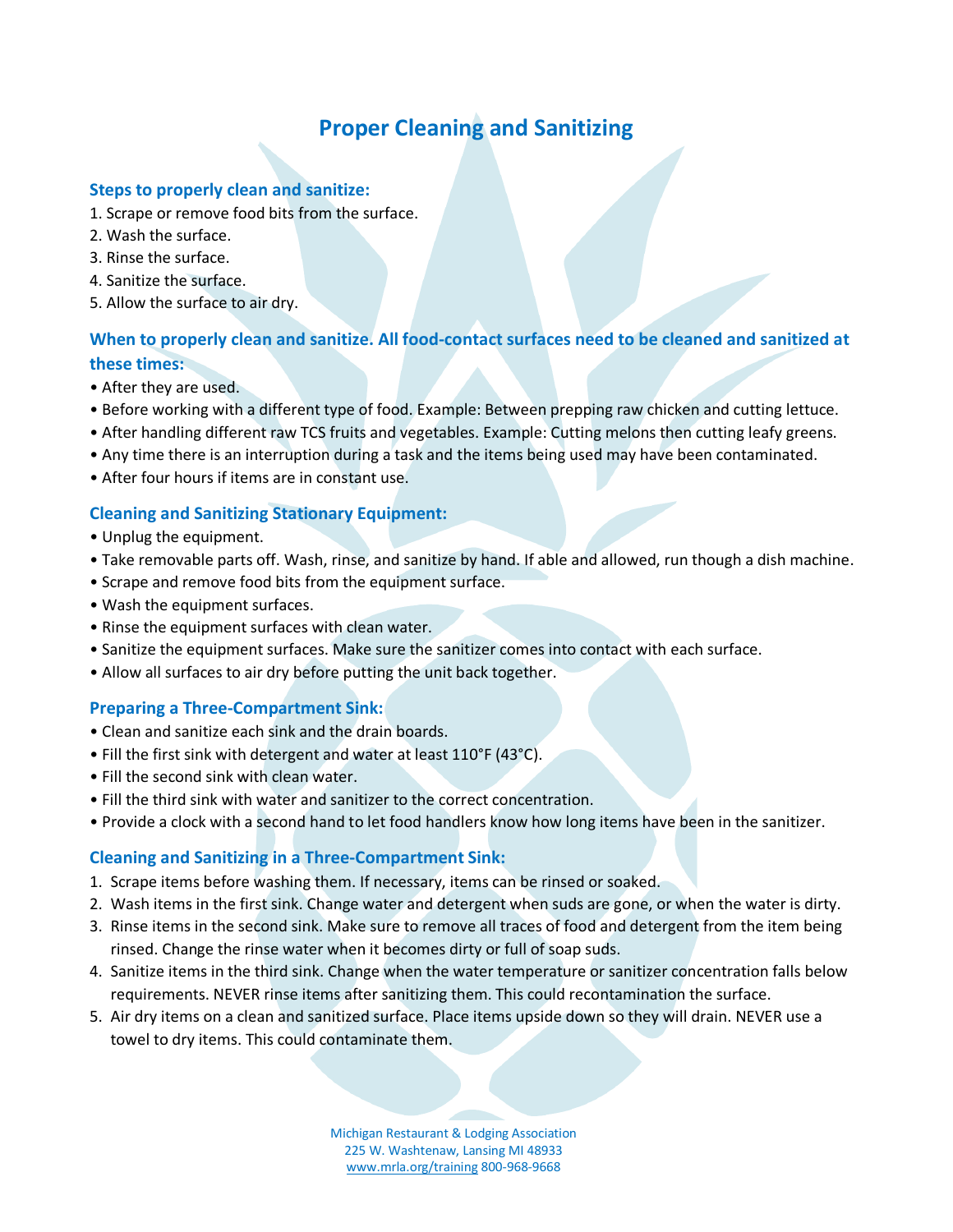# Proper Cleaning and Sanitizing

### Steps to properly clean and sanitize:

1. Scrape or remove food bits from the surface.
2. Wash the surface.
3. Rinse the surface.
4. Sanitize the surface.
5. Allow the surface to air dry.

### When to properly clean and sanitize. All food-contact surfaces need to be cleaned and sanitized at these times:

- After they are used.
- Before working with a different type of food. Example: Between prepping raw chicken and cutting lettuce.
- After handling different raw TCS fruits and vegetables. Example: Cutting melons then cutting leafy greens.
- Any time there is an interruption during a task and the items being used may have been contaminated.
- After four hours if items are in constant use.

### Cleaning and Sanitizing Stationary Equipment:

- Unplug the equipment.
- Take removable parts off. Wash, rinse, and sanitize by hand. If able and allowed, run though a dish machine.
- Scrape and remove food bits from the equipment surface.
- Wash the equipment surfaces.
- Rinse the equipment surfaces with clean water.
- Sanitize the equipment surfaces. Make sure the sanitizer comes into contact with each surface.
- Allow all surfaces to air dry before putting the unit back together.

### Preparing a Three-Compartment Sink:

- Clean and sanitize each sink and the drain boards.
- Fill the first sink with detergent and water at least 110°F (43°C).
- Fill the second sink with clean water.
- Fill the third sink with water and sanitizer to the correct concentration.
- Provide a clock with a second hand to let food handlers know how long items have been in the sanitizer.

### Cleaning and Sanitizing in a Three-Compartment Sink:

1. Scrape items before washing them. If necessary, items can be rinsed or soaked.
2. Wash items in the first sink. Change water and detergent when suds are gone, or when the water is dirty.
3. Rinse items in the second sink. Make sure to remove all traces of food and detergent from the item being rinsed. Change the rinse water when it becomes dirty or full of soap suds.
4. Sanitize items in the third sink. Change when the water temperature or sanitizer concentration falls below requirements. NEVER rinse items after sanitizing them. This could recontamination the surface.
5. Air dry items on a clean and sanitized surface. Place items upside down so they will drain. NEVER use a towel to dry items. This could contaminate them.

Michigan Restaurant & Lodging Association
225 W. Washtenaw, Lansing MI 48933
www.mrla.org/training 800-968-9668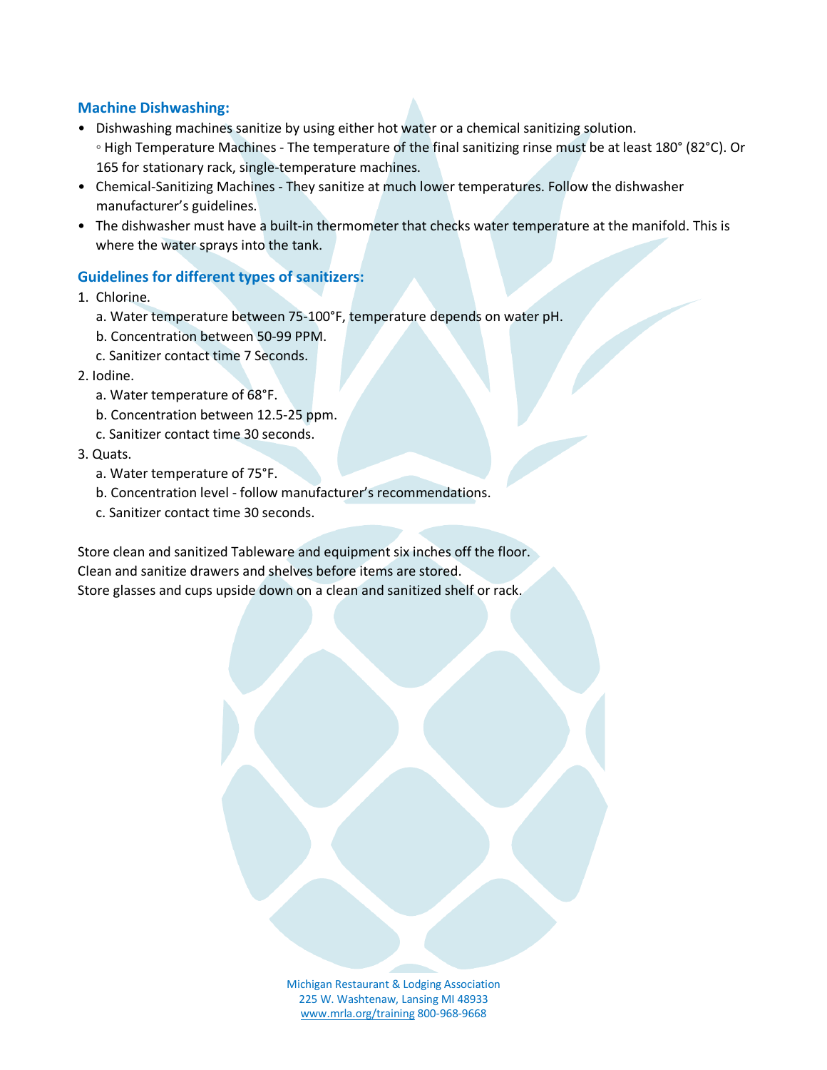## Machine Dishwashing:

- Dishwashing machines sanitize by using either hot water or a chemical sanitizing solution.
  ◦ High Temperature Machines - The temperature of the final sanitizing rinse must be at least 180° (82°C). Or 165 for stationary rack, single-temperature machines.
- Chemical-Sanitizing Machines - They sanitize at much lower temperatures. Follow the dishwasher manufacturer's guidelines.
- The dishwasher must have a built-in thermometer that checks water temperature at the manifold. This is where the water sprays into the tank.

## Guidelines for different types of sanitizers:

1. Chlorine.
   a. Water temperature between 75-100°F, temperature depends on water pH.
   b. Concentration between 50-99 PPM.
   c. Sanitizer contact time 7 Seconds.
2. Iodine.
   a. Water temperature of 68°F.
   b. Concentration between 12.5-25 ppm.
   c. Sanitizer contact time 30 seconds.
3. Quats.
   a. Water temperature of 75°F.
   b. Concentration level - follow manufacturer's recommendations.
   c. Sanitizer contact time 30 seconds.

Store clean and sanitized Tableware and equipment six inches off the floor.
Clean and sanitize drawers and shelves before items are stored.
Store glasses and cups upside down on a clean and sanitized shelf or rack.

Michigan Restaurant & Lodging Association
225 W. Washtenaw, Lansing MI 48933
www.mrla.org/training 800-968-9668